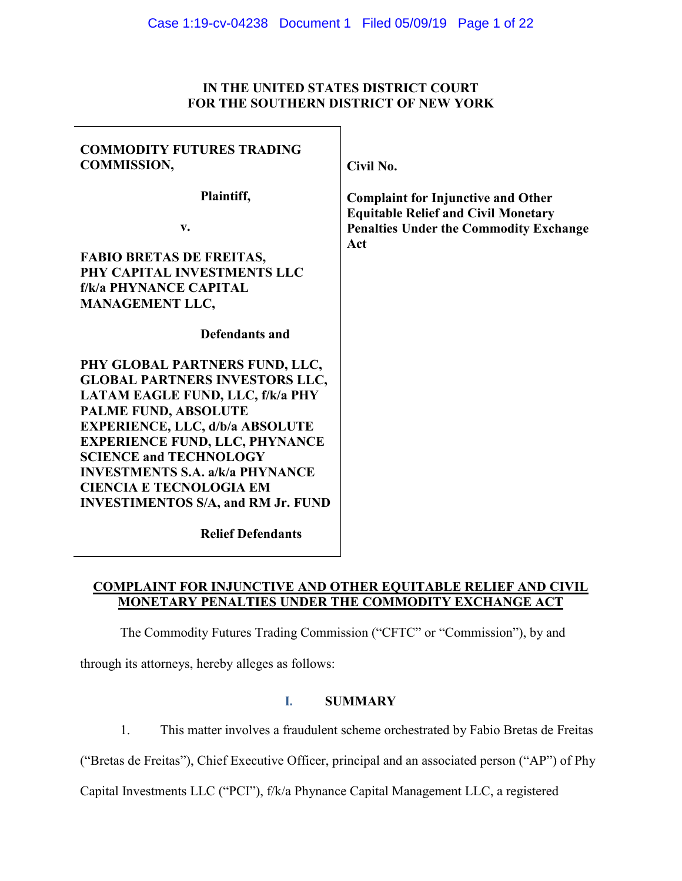**IN THE UNITED STATES DISTRICT COURT**
**FOR THE SOUTHERN DISTRICT OF NEW YORK**

| | |
|---|---|
| **COMMODITY FUTURES TRADING COMMISSION,**<br><br>**Plaintiff,**<br><br>**v.**<br><br>**FABIO BRETAS DE FREITAS, PHY CAPITAL INVESTMENTS LLC f/k/a PHYNANCE CAPITAL MANAGEMENT LLC,**<br><br>**Defendants and**<br><br>**PHY GLOBAL PARTNERS FUND, LLC, GLOBAL PARTNERS INVESTORS LLC, LATAM EAGLE FUND, LLC, f/k/a PHY PALME FUND, ABSOLUTE EXPERIENCE, LLC, d/b/a ABSOLUTE EXPERIENCE FUND, LLC, PHYNANCE SCIENCE and TECHNOLOGY INVESTMENTS S.A. a/k/a PHYNANCE CIENCIA E TECNOLOGIA EM INVESTIMENTOS S/A, and RM Jr. FUND**<br><br>**Relief Defendants** | **Civil No.**<br><br>**Complaint for Injunctive and Other Equitable Relief and Civil Monetary Penalties Under the Commodity Exchange Act** |

**COMPLAINT FOR INJUNCTIVE AND OTHER EQUITABLE RELIEF AND CIVIL MONETARY PENALTIES UNDER THE COMMODITY EXCHANGE ACT**

The Commodity Futures Trading Commission ("CFTC" or "Commission"), by and through its attorneys, hereby alleges as follows:

## I. SUMMARY

1. This matter involves a fraudulent scheme orchestrated by Fabio Bretas de Freitas ("Bretas de Freitas"), Chief Executive Officer, principal and an associated person ("AP") of Phy Capital Investments LLC ("PCI"), f/k/a Phynance Capital Management LLC, a registered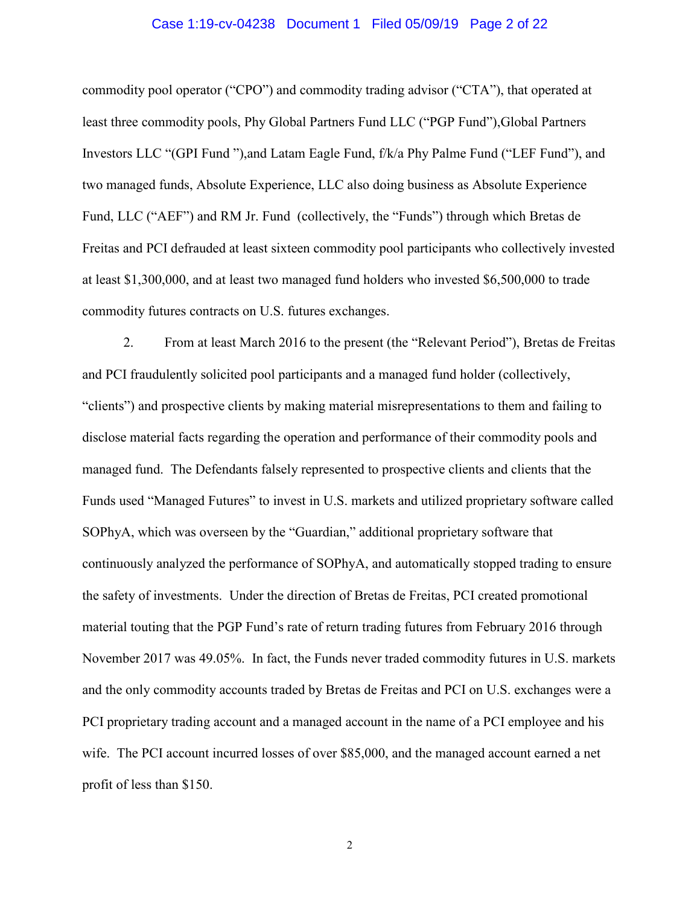commodity pool operator ("CPO") and commodity trading advisor ("CTA"), that operated at least three commodity pools, Phy Global Partners Fund LLC ("PGP Fund"),Global Partners Investors LLC "(GPI Fund "),and Latam Eagle Fund, f/k/a Phy Palme Fund ("LEF Fund"), and two managed funds, Absolute Experience, LLC also doing business as Absolute Experience Fund, LLC ("AEF") and RM Jr. Fund (collectively, the "Funds") through which Bretas de Freitas and PCI defrauded at least sixteen commodity pool participants who collectively invested at least $1,300,000, and at least two managed fund holders who invested $6,500,000 to trade commodity futures contracts on U.S. futures exchanges.

2. From at least March 2016 to the present (the "Relevant Period"), Bretas de Freitas and PCI fraudulently solicited pool participants and a managed fund holder (collectively, "clients") and prospective clients by making material misrepresentations to them and failing to disclose material facts regarding the operation and performance of their commodity pools and managed fund. The Defendants falsely represented to prospective clients and clients that the Funds used "Managed Futures" to invest in U.S. markets and utilized proprietary software called SOPhyA, which was overseen by the "Guardian," additional proprietary software that continuously analyzed the performance of SOPhyA, and automatically stopped trading to ensure the safety of investments. Under the direction of Bretas de Freitas, PCI created promotional material touting that the PGP Fund's rate of return trading futures from February 2016 through November 2017 was 49.05%. In fact, the Funds never traded commodity futures in U.S. markets and the only commodity accounts traded by Bretas de Freitas and PCI on U.S. exchanges were a PCI proprietary trading account and a managed account in the name of a PCI employee and his wife. The PCI account incurred losses of over $85,000, and the managed account earned a net profit of less than $150.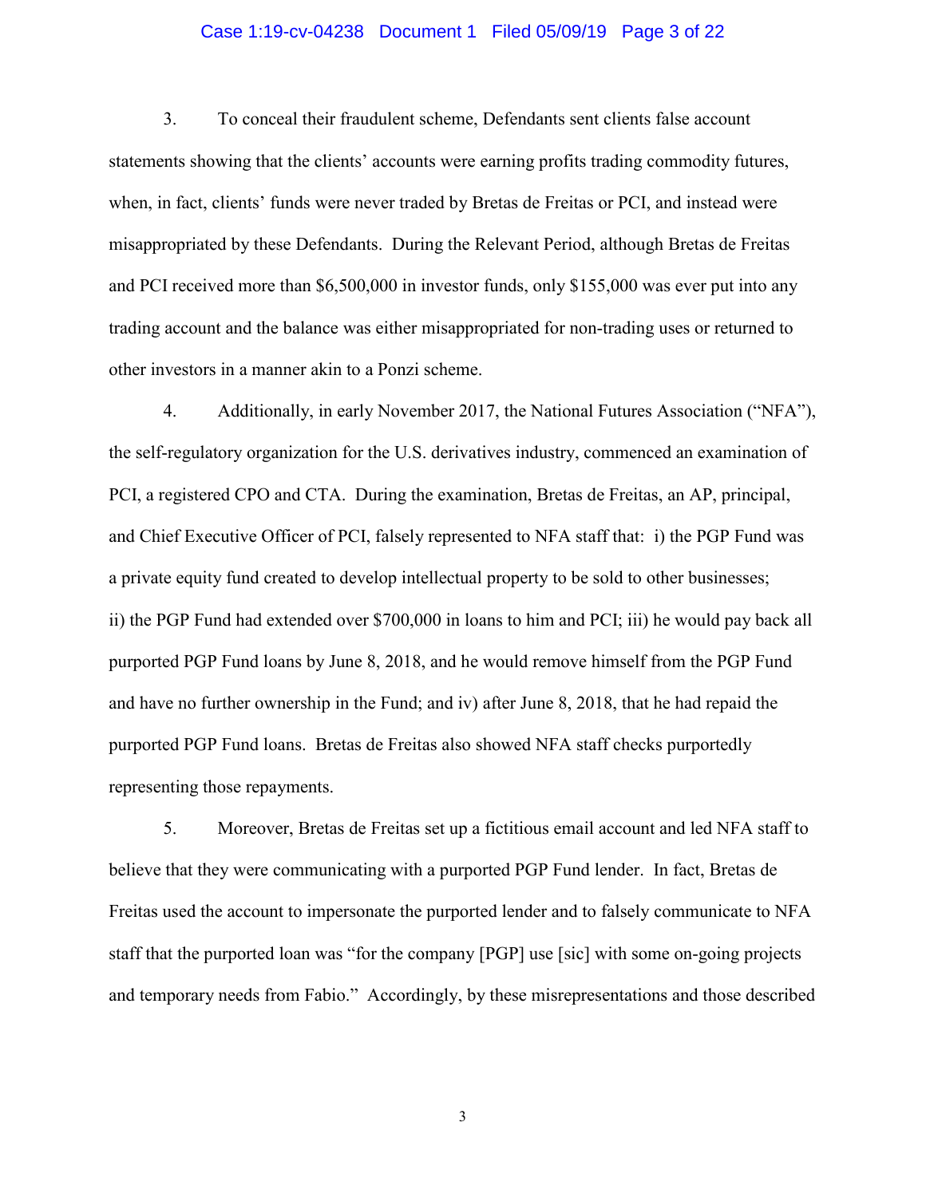3. To conceal their fraudulent scheme, Defendants sent clients false account statements showing that the clients' accounts were earning profits trading commodity futures, when, in fact, clients' funds were never traded by Bretas de Freitas or PCI, and instead were misappropriated by these Defendants. During the Relevant Period, although Bretas de Freitas and PCI received more than $6,500,000 in investor funds, only $155,000 was ever put into any trading account and the balance was either misappropriated for non-trading uses or returned to other investors in a manner akin to a Ponzi scheme.

4. Additionally, in early November 2017, the National Futures Association ("NFA"), the self-regulatory organization for the U.S. derivatives industry, commenced an examination of PCI, a registered CPO and CTA. During the examination, Bretas de Freitas, an AP, principal, and Chief Executive Officer of PCI, falsely represented to NFA staff that: i) the PGP Fund was a private equity fund created to develop intellectual property to be sold to other businesses; ii) the PGP Fund had extended over $700,000 in loans to him and PCI; iii) he would pay back all purported PGP Fund loans by June 8, 2018, and he would remove himself from the PGP Fund and have no further ownership in the Fund; and iv) after June 8, 2018, that he had repaid the purported PGP Fund loans. Bretas de Freitas also showed NFA staff checks purportedly representing those repayments.

5. Moreover, Bretas de Freitas set up a fictitious email account and led NFA staff to believe that they were communicating with a purported PGP Fund lender. In fact, Bretas de Freitas used the account to impersonate the purported lender and to falsely communicate to NFA staff that the purported loan was "for the company [PGP] use [sic] with some on-going projects and temporary needs from Fabio." Accordingly, by these misrepresentations and those described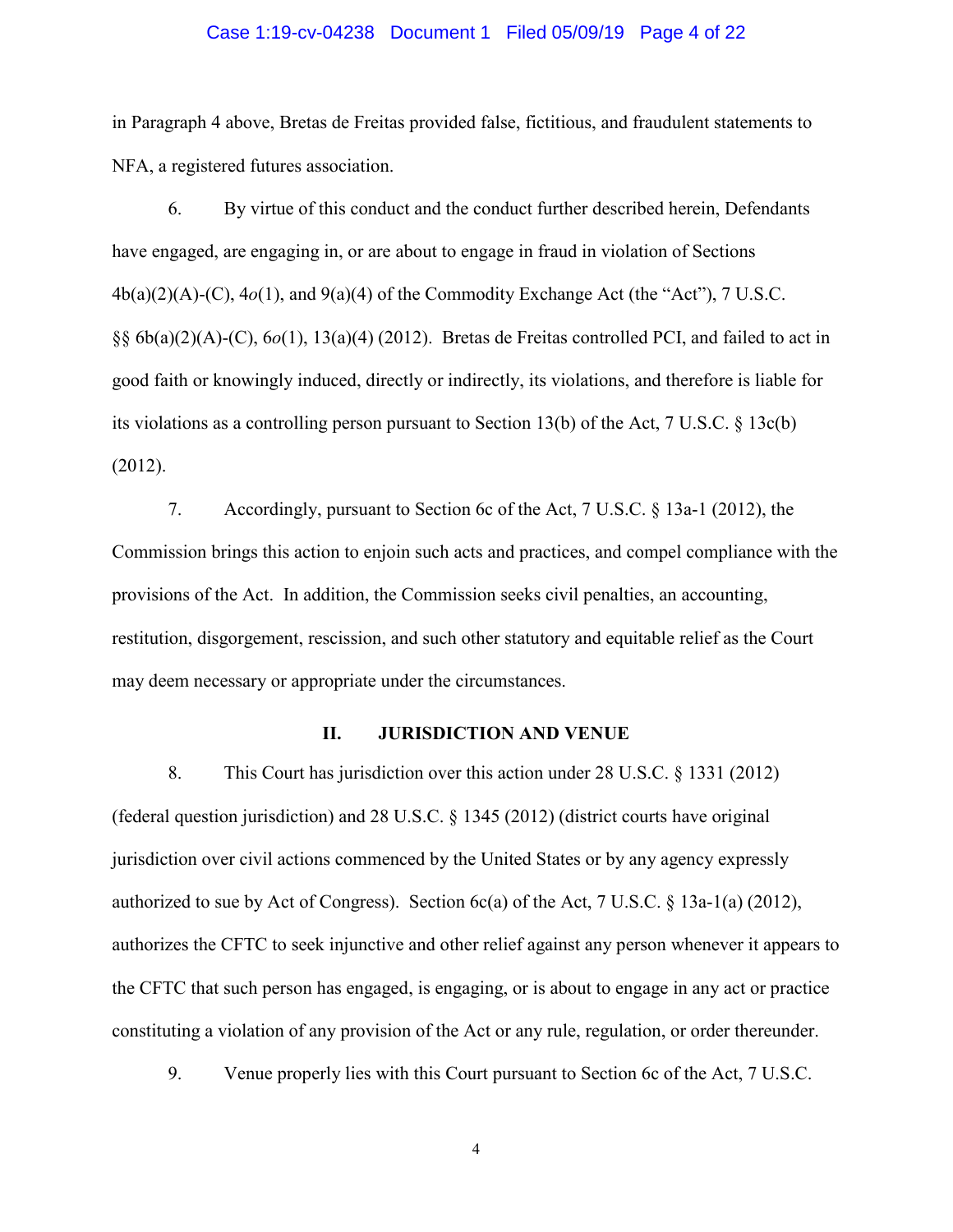in Paragraph 4 above, Bretas de Freitas provided false, fictitious, and fraudulent statements to NFA, a registered futures association.

6. By virtue of this conduct and the conduct further described herein, Defendants have engaged, are engaging in, or are about to engage in fraud in violation of Sections 4b(a)(2)(A)-(C), 4*o*(1), and 9(a)(4) of the Commodity Exchange Act (the "Act"), 7 U.S.C. §§ 6b(a)(2)(A)-(C), 6*o*(1), 13(a)(4) (2012). Bretas de Freitas controlled PCI, and failed to act in good faith or knowingly induced, directly or indirectly, its violations, and therefore is liable for its violations as a controlling person pursuant to Section 13(b) of the Act, 7 U.S.C. § 13c(b) (2012).

7. Accordingly, pursuant to Section 6c of the Act, 7 U.S.C. § 13a-1 (2012), the Commission brings this action to enjoin such acts and practices, and compel compliance with the provisions of the Act. In addition, the Commission seeks civil penalties, an accounting, restitution, disgorgement, rescission, and such other statutory and equitable relief as the Court may deem necessary or appropriate under the circumstances.

## II. JURISDICTION AND VENUE

8. This Court has jurisdiction over this action under 28 U.S.C. § 1331 (2012) (federal question jurisdiction) and 28 U.S.C. § 1345 (2012) (district courts have original jurisdiction over civil actions commenced by the United States or by any agency expressly authorized to sue by Act of Congress). Section 6c(a) of the Act, 7 U.S.C. § 13a-1(a) (2012), authorizes the CFTC to seek injunctive and other relief against any person whenever it appears to the CFTC that such person has engaged, is engaging, or is about to engage in any act or practice constituting a violation of any provision of the Act or any rule, regulation, or order thereunder.

9. Venue properly lies with this Court pursuant to Section 6c of the Act, 7 U.S.C.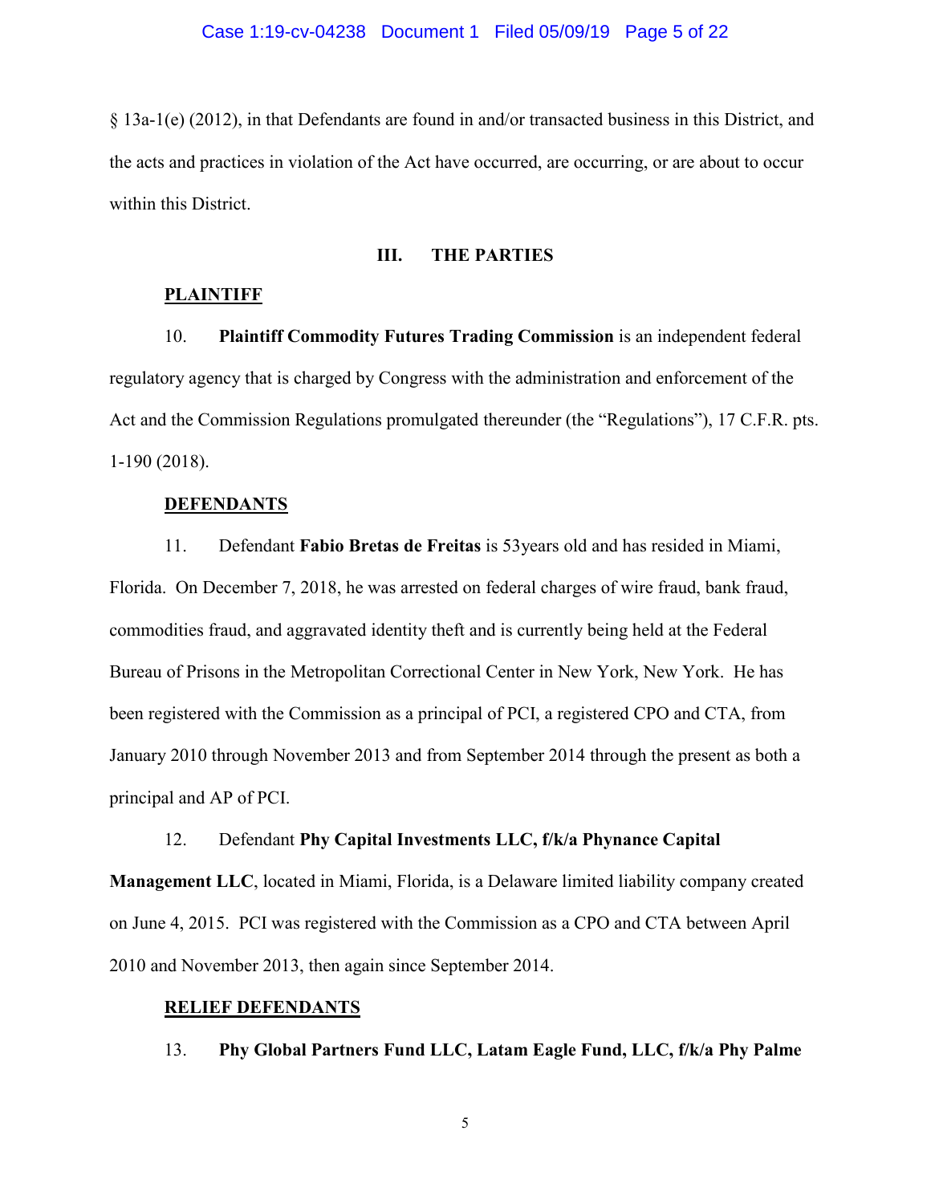§ 13a-1(e) (2012), in that Defendants are found in and/or transacted business in this District, and the acts and practices in violation of the Act have occurred, are occurring, or are about to occur within this District.

## III. THE PARTIES

### PLAINTIFF

10. **Plaintiff Commodity Futures Trading Commission** is an independent federal regulatory agency that is charged by Congress with the administration and enforcement of the Act and the Commission Regulations promulgated thereunder (the "Regulations"), 17 C.F.R. pts. 1-190 (2018).

### DEFENDANTS

11. Defendant **Fabio Bretas de Freitas** is 53years old and has resided in Miami, Florida. On December 7, 2018, he was arrested on federal charges of wire fraud, bank fraud, commodities fraud, and aggravated identity theft and is currently being held at the Federal Bureau of Prisons in the Metropolitan Correctional Center in New York, New York. He has been registered with the Commission as a principal of PCI, a registered CPO and CTA, from January 2010 through November 2013 and from September 2014 through the present as both a principal and AP of PCI.

12. Defendant **Phy Capital Investments LLC, f/k/a Phynance Capital Management LLC**, located in Miami, Florida, is a Delaware limited liability company created on June 4, 2015. PCI was registered with the Commission as a CPO and CTA between April 2010 and November 2013, then again since September 2014.

### RELIEF DEFENDANTS

13. **Phy Global Partners Fund LLC, Latam Eagle Fund, LLC, f/k/a Phy Palme**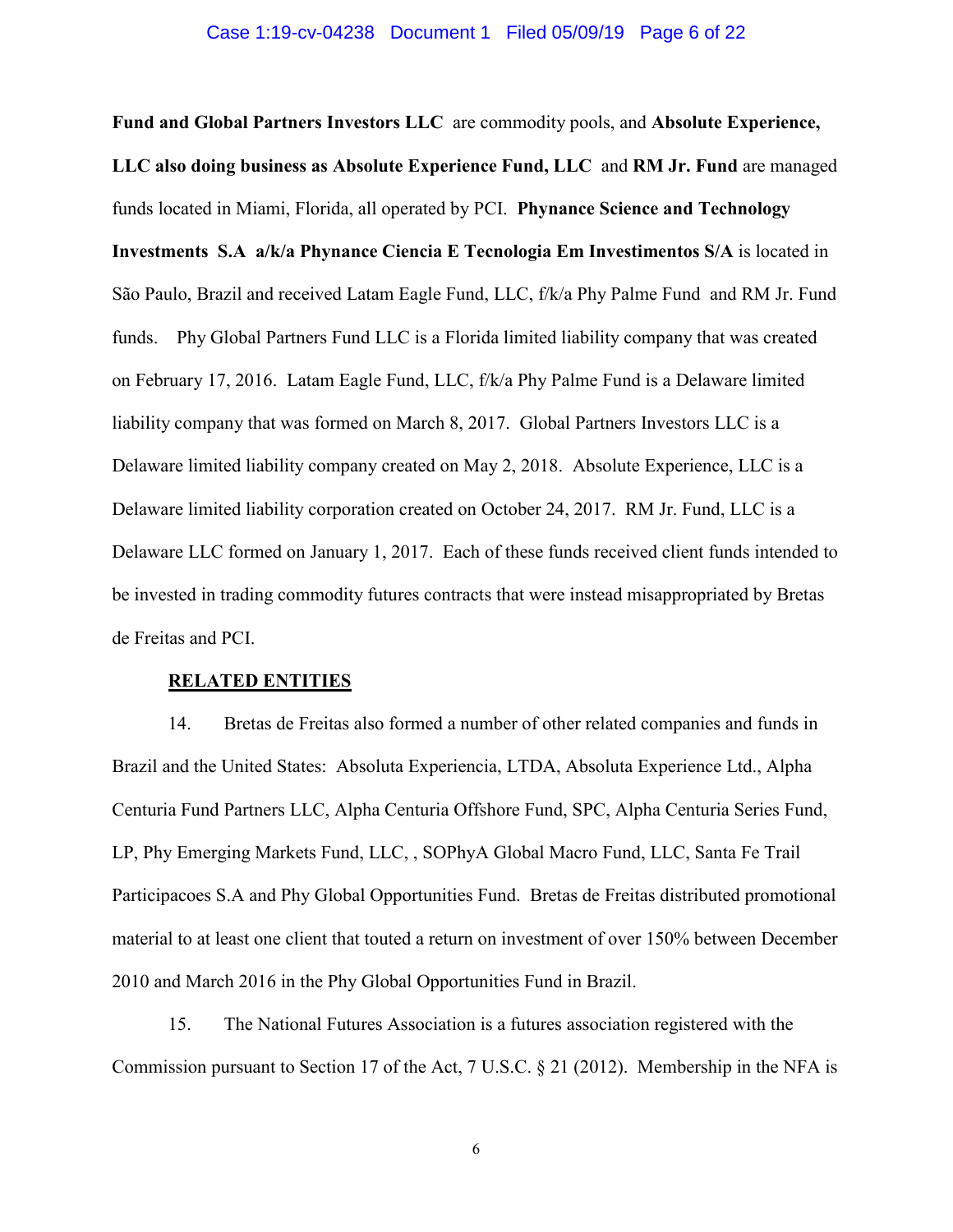**Fund and Global Partners Investors LLC** are commodity pools, and **Absolute Experience, LLC also doing business as Absolute Experience Fund, LLC** and **RM Jr. Fund** are managed funds located in Miami, Florida, all operated by PCI. **Phynance Science and Technology Investments S.A a/k/a Phynance Ciencia E Tecnologia Em Investimentos S/A** is located in São Paulo, Brazil and received Latam Eagle Fund, LLC, f/k/a Phy Palme Fund and RM Jr. Fund funds. Phy Global Partners Fund LLC is a Florida limited liability company that was created on February 17, 2016. Latam Eagle Fund, LLC, f/k/a Phy Palme Fund is a Delaware limited liability company that was formed on March 8, 2017. Global Partners Investors LLC is a Delaware limited liability company created on May 2, 2018. Absolute Experience, LLC is a Delaware limited liability corporation created on October 24, 2017. RM Jr. Fund, LLC is a Delaware LLC formed on January 1, 2017. Each of these funds received client funds intended to be invested in trading commodity futures contracts that were instead misappropriated by Bretas de Freitas and PCI.

## RELATED ENTITIES

14. Bretas de Freitas also formed a number of other related companies and funds in Brazil and the United States: Absoluta Experiencia, LTDA, Absoluta Experience Ltd., Alpha Centuria Fund Partners LLC, Alpha Centuria Offshore Fund, SPC, Alpha Centuria Series Fund, LP, Phy Emerging Markets Fund, LLC, , SOPhyA Global Macro Fund, LLC, Santa Fe Trail Participacoes S.A and Phy Global Opportunities Fund. Bretas de Freitas distributed promotional material to at least one client that touted a return on investment of over 150% between December 2010 and March 2016 in the Phy Global Opportunities Fund in Brazil.

15. The National Futures Association is a futures association registered with the Commission pursuant to Section 17 of the Act, 7 U.S.C. § 21 (2012). Membership in the NFA is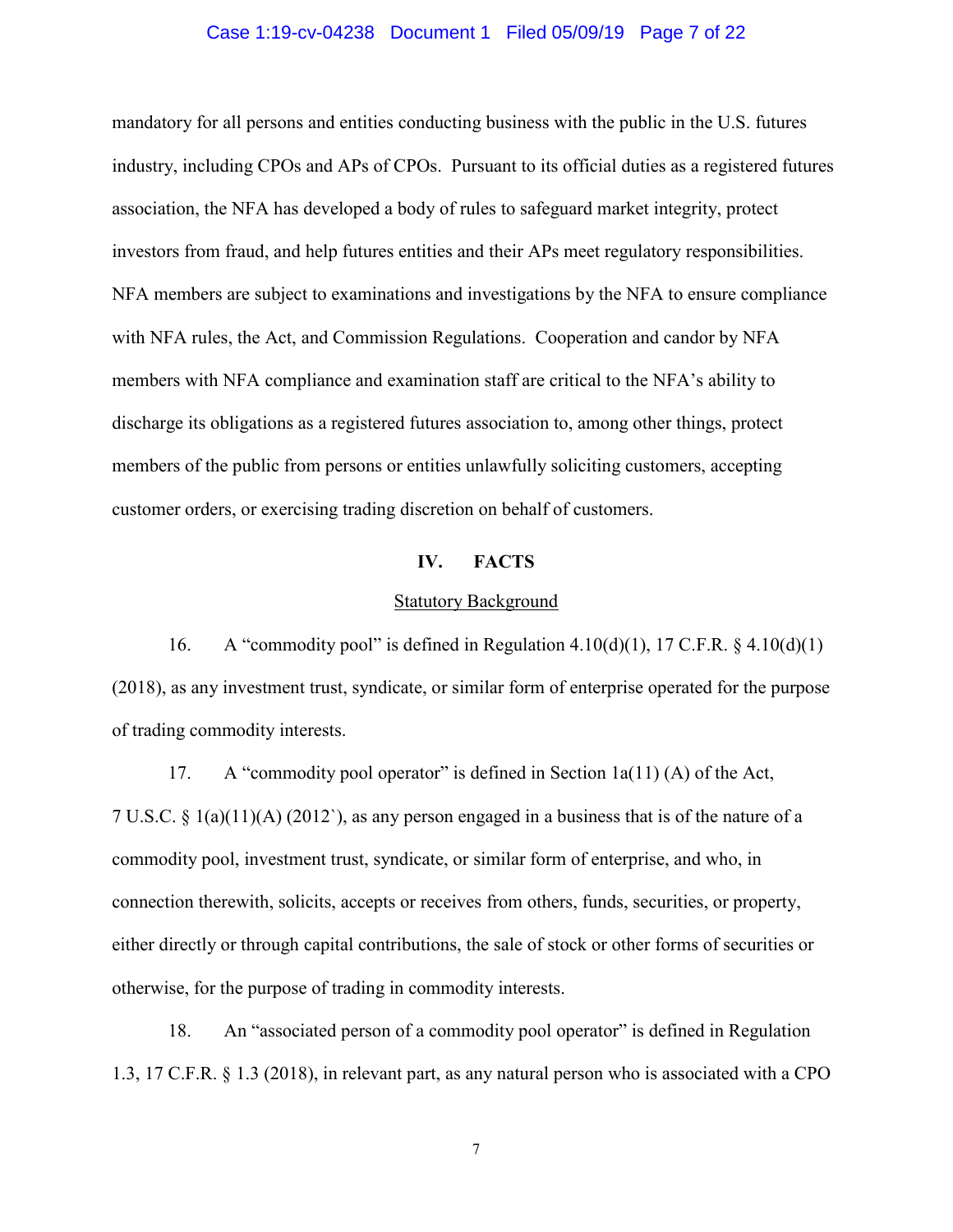mandatory for all persons and entities conducting business with the public in the U.S. futures industry, including CPOs and APs of CPOs. Pursuant to its official duties as a registered futures association, the NFA has developed a body of rules to safeguard market integrity, protect investors from fraud, and help futures entities and their APs meet regulatory responsibilities. NFA members are subject to examinations and investigations by the NFA to ensure compliance with NFA rules, the Act, and Commission Regulations. Cooperation and candor by NFA members with NFA compliance and examination staff are critical to the NFA's ability to discharge its obligations as a registered futures association to, among other things, protect members of the public from persons or entities unlawfully soliciting customers, accepting customer orders, or exercising trading discretion on behalf of customers.

## IV. FACTS

### Statutory Background

16. A "commodity pool" is defined in Regulation 4.10(d)(1), 17 C.F.R. § 4.10(d)(1) (2018), as any investment trust, syndicate, or similar form of enterprise operated for the purpose of trading commodity interests.

17. A "commodity pool operator" is defined in Section 1a(11) (A) of the Act, 7 U.S.C. § 1(a)(11)(A) (2012`), as any person engaged in a business that is of the nature of a commodity pool, investment trust, syndicate, or similar form of enterprise, and who, in connection therewith, solicits, accepts or receives from others, funds, securities, or property, either directly or through capital contributions, the sale of stock or other forms of securities or otherwise, for the purpose of trading in commodity interests.

18. An "associated person of a commodity pool operator" is defined in Regulation 1.3, 17 C.F.R. § 1.3 (2018), in relevant part, as any natural person who is associated with a CPO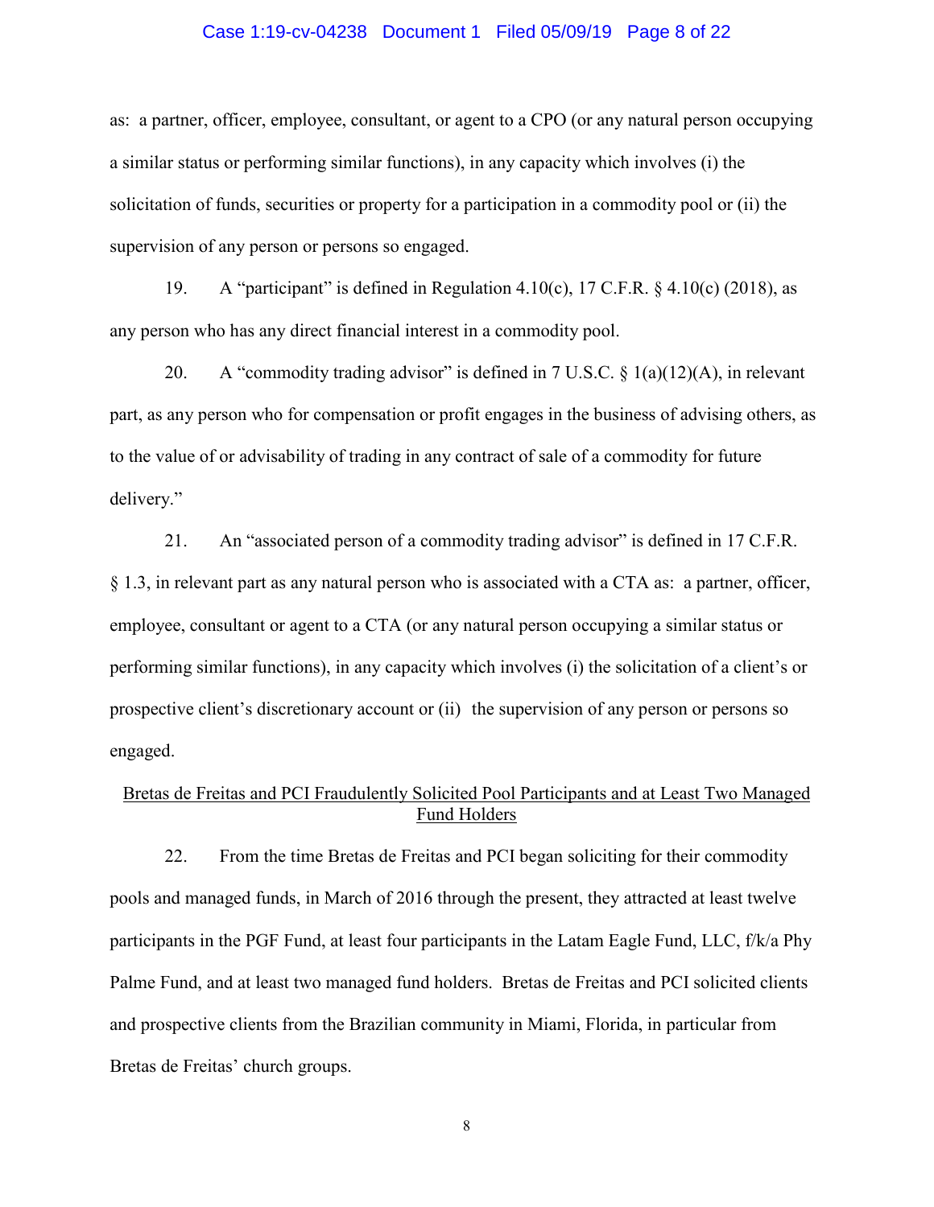as: a partner, officer, employee, consultant, or agent to a CPO (or any natural person occupying a similar status or performing similar functions), in any capacity which involves (i) the solicitation of funds, securities or property for a participation in a commodity pool or (ii) the supervision of any person or persons so engaged.

19. A "participant" is defined in Regulation 4.10(c), 17 C.F.R. § 4.10(c) (2018), as any person who has any direct financial interest in a commodity pool.

20. A "commodity trading advisor" is defined in 7 U.S.C. § 1(a)(12)(A), in relevant part, as any person who for compensation or profit engages in the business of advising others, as to the value of or advisability of trading in any contract of sale of a commodity for future delivery."

21. An "associated person of a commodity trading advisor" is defined in 17 C.F.R. § 1.3, in relevant part as any natural person who is associated with a CTA as: a partner, officer, employee, consultant or agent to a CTA (or any natural person occupying a similar status or performing similar functions), in any capacity which involves (i) the solicitation of a client's or prospective client's discretionary account or (ii) the supervision of any person or persons so engaged.

<u>Bretas de Freitas and PCI Fraudulently Solicited Pool Participants and at Least Two Managed Fund Holders</u>

22. From the time Bretas de Freitas and PCI began soliciting for their commodity pools and managed funds, in March of 2016 through the present, they attracted at least twelve participants in the PGF Fund, at least four participants in the Latam Eagle Fund, LLC, f/k/a Phy Palme Fund, and at least two managed fund holders. Bretas de Freitas and PCI solicited clients and prospective clients from the Brazilian community in Miami, Florida, in particular from Bretas de Freitas' church groups.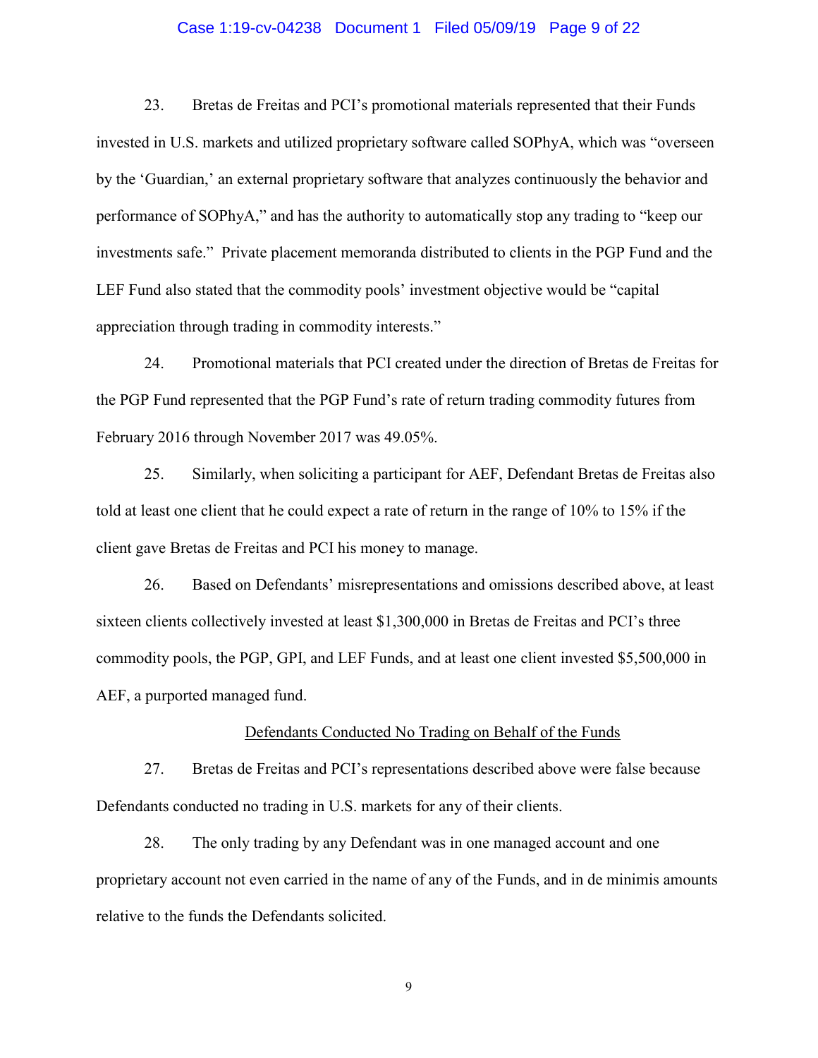23. Bretas de Freitas and PCI's promotional materials represented that their Funds invested in U.S. markets and utilized proprietary software called SOPhyA, which was "overseen by the 'Guardian,' an external proprietary software that analyzes continuously the behavior and performance of SOPhyA," and has the authority to automatically stop any trading to "keep our investments safe." Private placement memoranda distributed to clients in the PGP Fund and the LEF Fund also stated that the commodity pools' investment objective would be "capital appreciation through trading in commodity interests."

24. Promotional materials that PCI created under the direction of Bretas de Freitas for the PGP Fund represented that the PGP Fund's rate of return trading commodity futures from February 2016 through November 2017 was 49.05%.

25. Similarly, when soliciting a participant for AEF, Defendant Bretas de Freitas also told at least one client that he could expect a rate of return in the range of 10% to 15% if the client gave Bretas de Freitas and PCI his money to manage.

26. Based on Defendants' misrepresentations and omissions described above, at least sixteen clients collectively invested at least $1,300,000 in Bretas de Freitas and PCI's three commodity pools, the PGP, GPI, and LEF Funds, and at least one client invested $5,500,000 in AEF, a purported managed fund.

<u>Defendants Conducted No Trading on Behalf of the Funds</u>

27. Bretas de Freitas and PCI's representations described above were false because Defendants conducted no trading in U.S. markets for any of their clients.

28. The only trading by any Defendant was in one managed account and one proprietary account not even carried in the name of any of the Funds, and in de minimis amounts relative to the funds the Defendants solicited.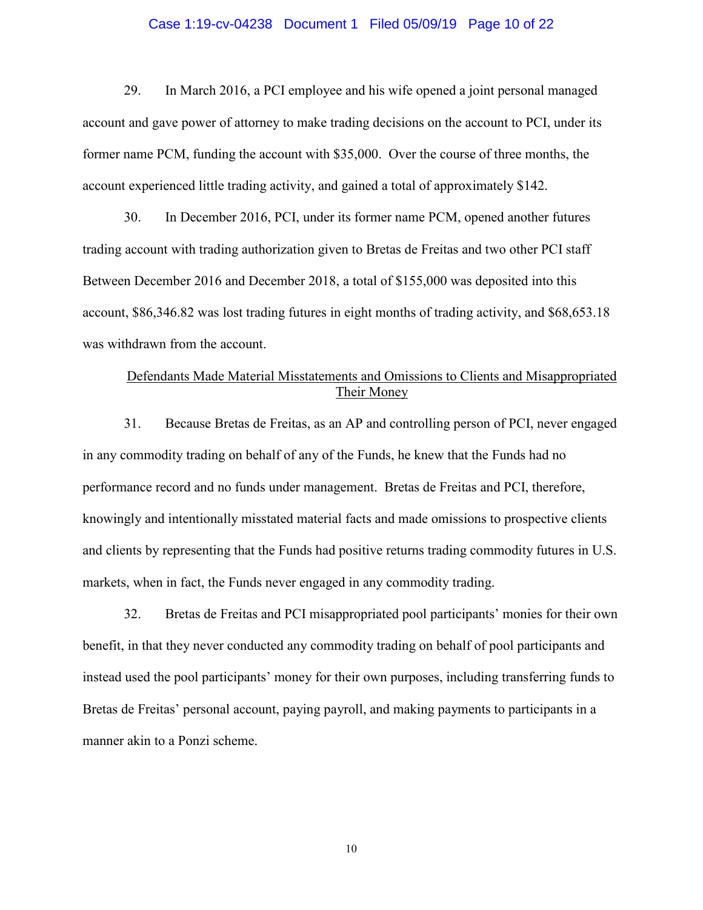29. In March 2016, a PCI employee and his wife opened a joint personal managed account and gave power of attorney to make trading decisions on the account to PCI, under its former name PCM, funding the account with $35,000. Over the course of three months, the account experienced little trading activity, and gained a total of approximately $142.

30. In December 2016, PCI, under its former name PCM, opened another futures trading account with trading authorization given to Bretas de Freitas and two other PCI staff Between December 2016 and December 2018, a total of $155,000 was deposited into this account, $86,346.82 was lost trading futures in eight months of trading activity, and $68,653.18 was withdrawn from the account.

<u>Defendants Made Material Misstatements and Omissions to Clients and Misappropriated Their Money</u>

31. Because Bretas de Freitas, as an AP and controlling person of PCI, never engaged in any commodity trading on behalf of any of the Funds, he knew that the Funds had no performance record and no funds under management. Bretas de Freitas and PCI, therefore, knowingly and intentionally misstated material facts and made omissions to prospective clients and clients by representing that the Funds had positive returns trading commodity futures in U.S. markets, when in fact, the Funds never engaged in any commodity trading.

32. Bretas de Freitas and PCI misappropriated pool participants' monies for their own benefit, in that they never conducted any commodity trading on behalf of pool participants and instead used the pool participants' money for their own purposes, including transferring funds to Bretas de Freitas' personal account, paying payroll, and making payments to participants in a manner akin to a Ponzi scheme.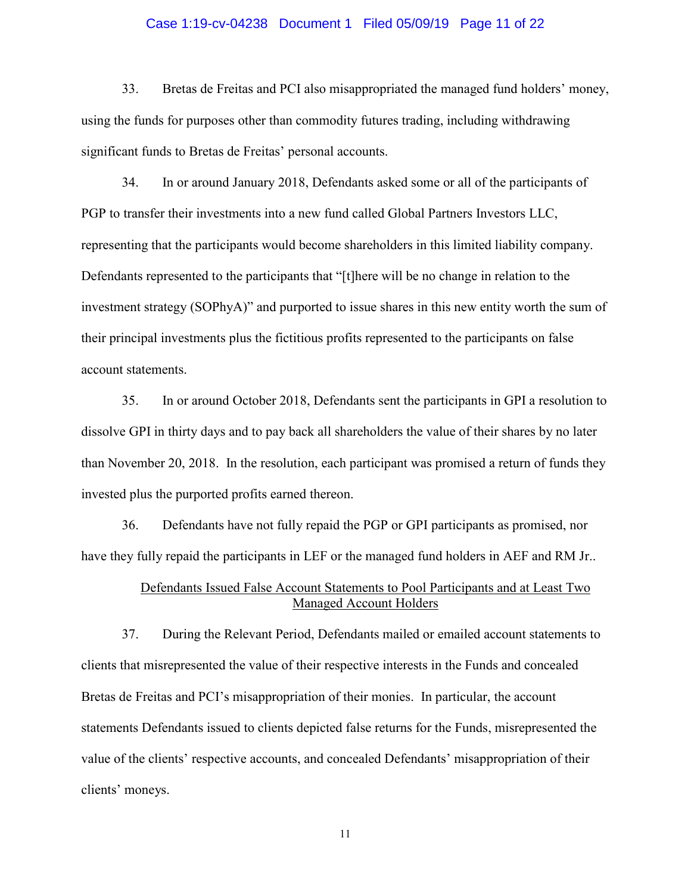33. Bretas de Freitas and PCI also misappropriated the managed fund holders' money, using the funds for purposes other than commodity futures trading, including withdrawing significant funds to Bretas de Freitas' personal accounts.

34. In or around January 2018, Defendants asked some or all of the participants of PGP to transfer their investments into a new fund called Global Partners Investors LLC, representing that the participants would become shareholders in this limited liability company. Defendants represented to the participants that "[t]here will be no change in relation to the investment strategy (SOPhyA)" and purported to issue shares in this new entity worth the sum of their principal investments plus the fictitious profits represented to the participants on false account statements.

35. In or around October 2018, Defendants sent the participants in GPI a resolution to dissolve GPI in thirty days and to pay back all shareholders the value of their shares by no later than November 20, 2018. In the resolution, each participant was promised a return of funds they invested plus the purported profits earned thereon.

36. Defendants have not fully repaid the PGP or GPI participants as promised, nor have they fully repaid the participants in LEF or the managed fund holders in AEF and RM Jr..

<u>Defendants Issued False Account Statements to Pool Participants and at Least Two Managed Account Holders</u>

37. During the Relevant Period, Defendants mailed or emailed account statements to clients that misrepresented the value of their respective interests in the Funds and concealed Bretas de Freitas and PCI's misappropriation of their monies. In particular, the account statements Defendants issued to clients depicted false returns for the Funds, misrepresented the value of the clients' respective accounts, and concealed Defendants' misappropriation of their clients' moneys.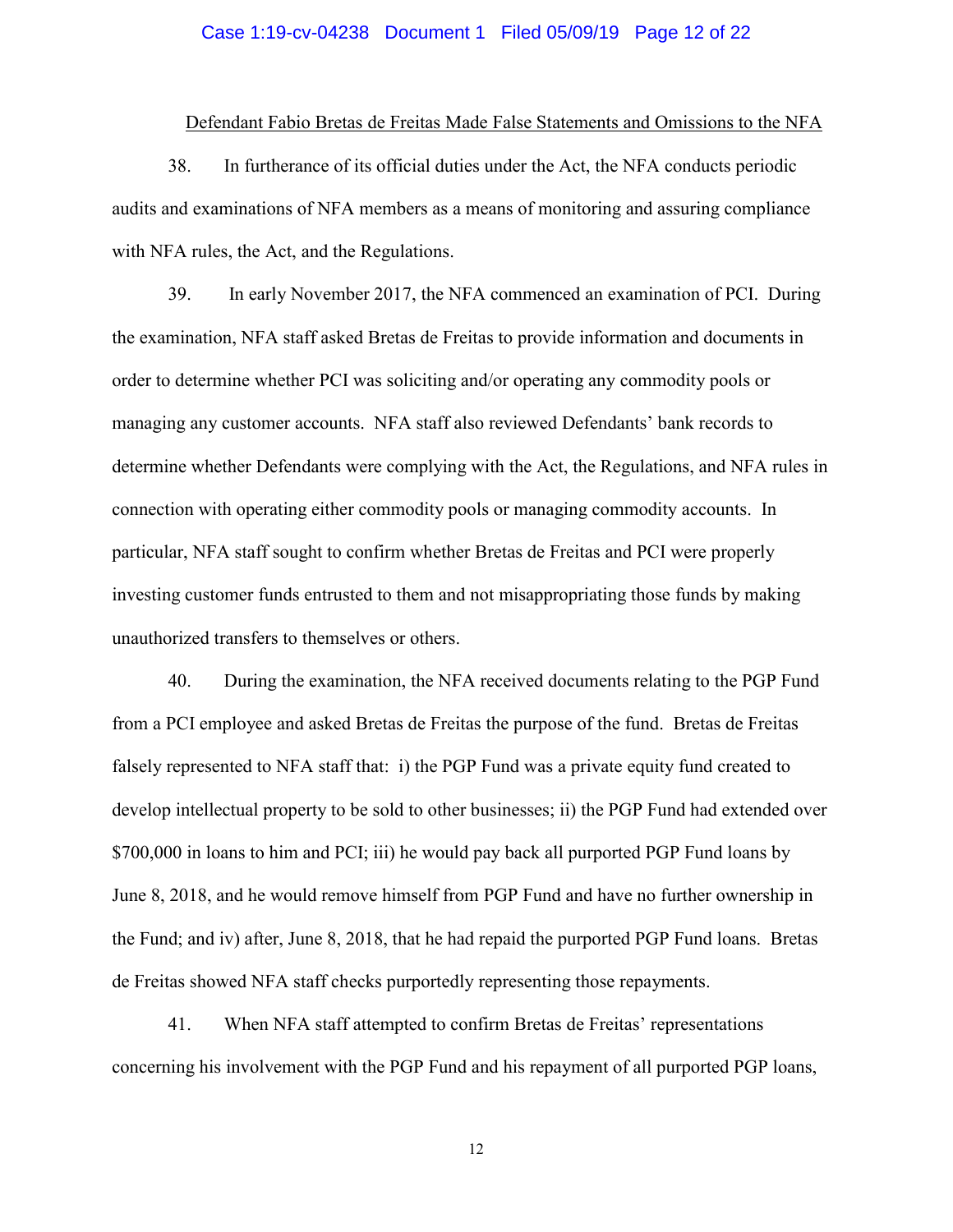## Defendant Fabio Bretas de Freitas Made False Statements and Omissions to the NFA

38. In furtherance of its official duties under the Act, the NFA conducts periodic audits and examinations of NFA members as a means of monitoring and assuring compliance with NFA rules, the Act, and the Regulations.

39. In early November 2017, the NFA commenced an examination of PCI. During the examination, NFA staff asked Bretas de Freitas to provide information and documents in order to determine whether PCI was soliciting and/or operating any commodity pools or managing any customer accounts. NFA staff also reviewed Defendants' bank records to determine whether Defendants were complying with the Act, the Regulations, and NFA rules in connection with operating either commodity pools or managing commodity accounts. In particular, NFA staff sought to confirm whether Bretas de Freitas and PCI were properly investing customer funds entrusted to them and not misappropriating those funds by making unauthorized transfers to themselves or others.

40. During the examination, the NFA received documents relating to the PGP Fund from a PCI employee and asked Bretas de Freitas the purpose of the fund. Bretas de Freitas falsely represented to NFA staff that: i) the PGP Fund was a private equity fund created to develop intellectual property to be sold to other businesses; ii) the PGP Fund had extended over $700,000 in loans to him and PCI; iii) he would pay back all purported PGP Fund loans by June 8, 2018, and he would remove himself from PGP Fund and have no further ownership in the Fund; and iv) after, June 8, 2018, that he had repaid the purported PGP Fund loans. Bretas de Freitas showed NFA staff checks purportedly representing those repayments.

41. When NFA staff attempted to confirm Bretas de Freitas' representations concerning his involvement with the PGP Fund and his repayment of all purported PGP loans,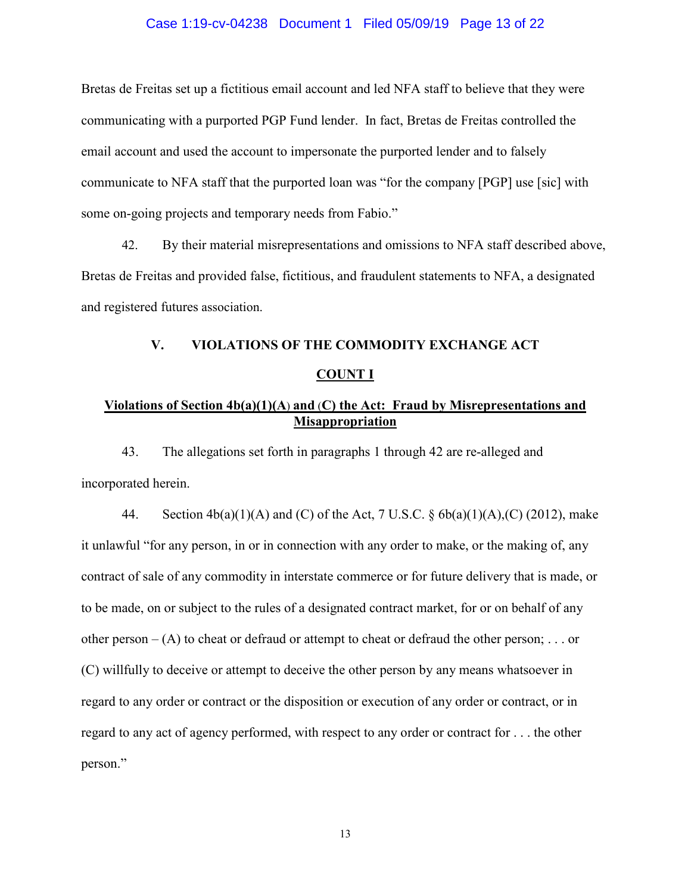Bretas de Freitas set up a fictitious email account and led NFA staff to believe that they were communicating with a purported PGP Fund lender. In fact, Bretas de Freitas controlled the email account and used the account to impersonate the purported lender and to falsely communicate to NFA staff that the purported loan was "for the company [PGP] use [sic] with some on-going projects and temporary needs from Fabio."

42. By their material misrepresentations and omissions to NFA staff described above, Bretas de Freitas and provided false, fictitious, and fraudulent statements to NFA, a designated and registered futures association.

## V. VIOLATIONS OF THE COMMODITY EXCHANGE ACT

### COUNT I

**Violations of Section 4b(a)(1)(A) and (C) the Act: Fraud by Misrepresentations and Misappropriation**

43. The allegations set forth in paragraphs 1 through 42 are re-alleged and incorporated herein.

44. Section 4b(a)(1)(A) and (C) of the Act, 7 U.S.C. § 6b(a)(1)(A),(C) (2012), make it unlawful "for any person, in or in connection with any order to make, or the making of, any contract of sale of any commodity in interstate commerce or for future delivery that is made, or to be made, on or subject to the rules of a designated contract market, for or on behalf of any other person – (A) to cheat or defraud or attempt to cheat or defraud the other person; . . . or (C) willfully to deceive or attempt to deceive the other person by any means whatsoever in regard to any order or contract or the disposition or execution of any order or contract, or in regard to any act of agency performed, with respect to any order or contract for . . . the other person."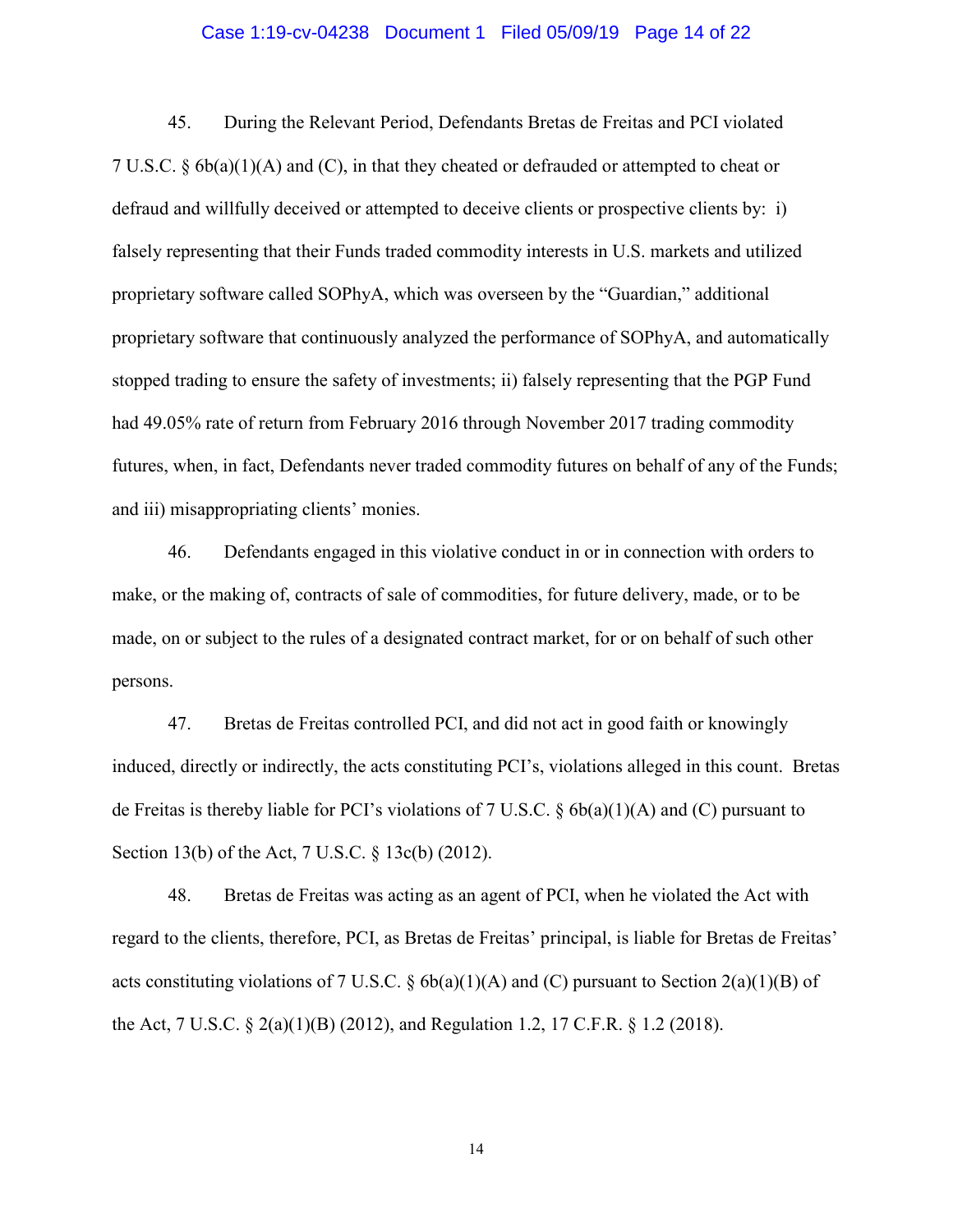45. During the Relevant Period, Defendants Bretas de Freitas and PCI violated 7 U.S.C. § 6b(a)(1)(A) and (C), in that they cheated or defrauded or attempted to cheat or defraud and willfully deceived or attempted to deceive clients or prospective clients by: i) falsely representing that their Funds traded commodity interests in U.S. markets and utilized proprietary software called SOPhyA, which was overseen by the "Guardian," additional proprietary software that continuously analyzed the performance of SOPhyA, and automatically stopped trading to ensure the safety of investments; ii) falsely representing that the PGP Fund had 49.05% rate of return from February 2016 through November 2017 trading commodity futures, when, in fact, Defendants never traded commodity futures on behalf of any of the Funds; and iii) misappropriating clients' monies.

46. Defendants engaged in this violative conduct in or in connection with orders to make, or the making of, contracts of sale of commodities, for future delivery, made, or to be made, on or subject to the rules of a designated contract market, for or on behalf of such other persons.

47. Bretas de Freitas controlled PCI, and did not act in good faith or knowingly induced, directly or indirectly, the acts constituting PCI's, violations alleged in this count. Bretas de Freitas is thereby liable for PCI's violations of 7 U.S.C. § 6b(a)(1)(A) and (C) pursuant to Section 13(b) of the Act, 7 U.S.C. § 13c(b) (2012).

48. Bretas de Freitas was acting as an agent of PCI, when he violated the Act with regard to the clients, therefore, PCI, as Bretas de Freitas' principal, is liable for Bretas de Freitas' acts constituting violations of 7 U.S.C. § 6b(a)(1)(A) and (C) pursuant to Section 2(a)(1)(B) of the Act, 7 U.S.C. § 2(a)(1)(B) (2012), and Regulation 1.2, 17 C.F.R. § 1.2 (2018).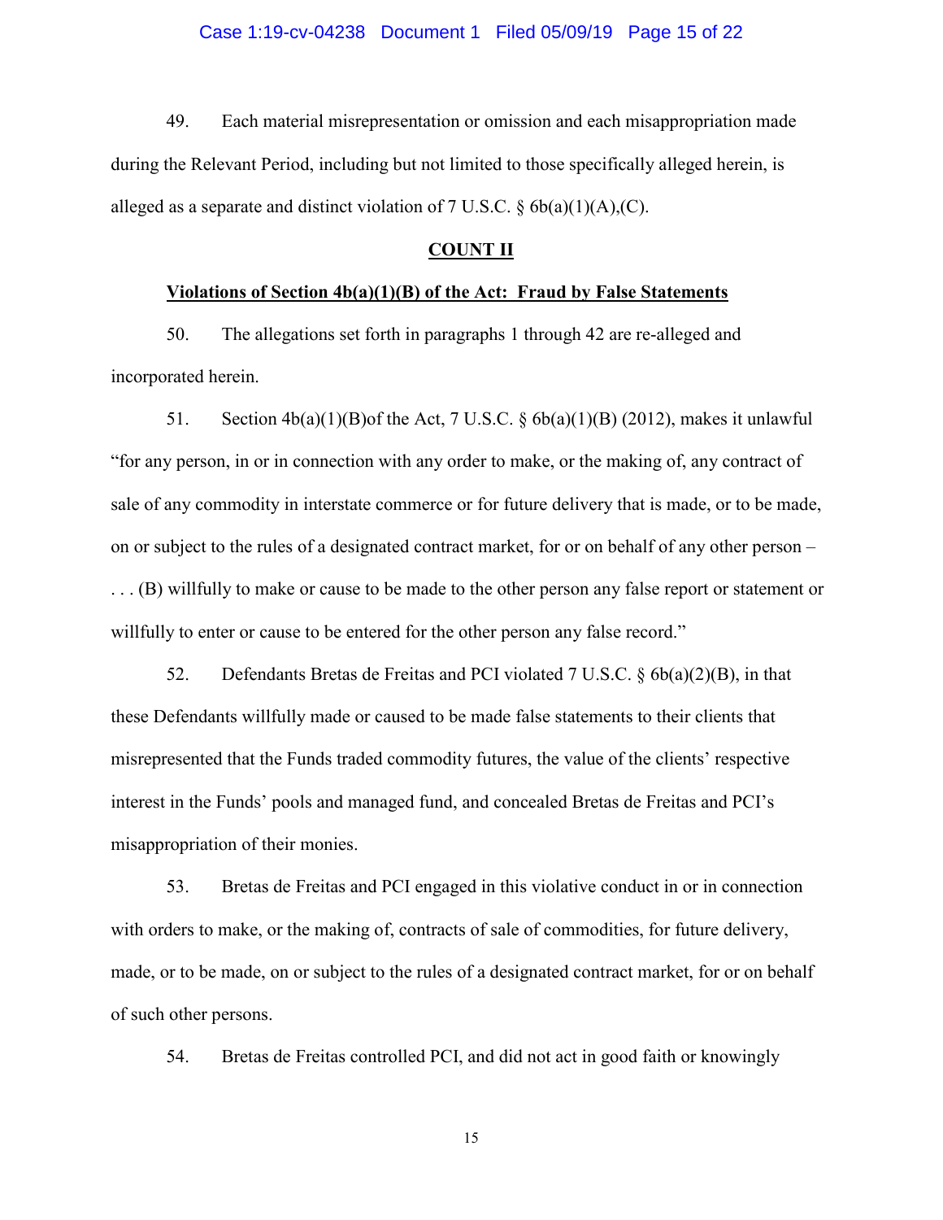49. Each material misrepresentation or omission and each misappropriation made during the Relevant Period, including but not limited to those specifically alleged herein, is alleged as a separate and distinct violation of 7 U.S.C. § 6b(a)(1)(A),(C).

**COUNT II**

**Violations of Section 4b(a)(1)(B) of the Act: Fraud by False Statements**

50. The allegations set forth in paragraphs 1 through 42 are re-alleged and incorporated herein.

51. Section 4b(a)(1)(B)of the Act, 7 U.S.C. § 6b(a)(1)(B) (2012), makes it unlawful "for any person, in or in connection with any order to make, or the making of, any contract of sale of any commodity in interstate commerce or for future delivery that is made, or to be made, on or subject to the rules of a designated contract market, for or on behalf of any other person – . . . (B) willfully to make or cause to be made to the other person any false report or statement or willfully to enter or cause to be entered for the other person any false record."

52. Defendants Bretas de Freitas and PCI violated 7 U.S.C. § 6b(a)(2)(B), in that these Defendants willfully made or caused to be made false statements to their clients that misrepresented that the Funds traded commodity futures, the value of the clients' respective interest in the Funds' pools and managed fund, and concealed Bretas de Freitas and PCI's misappropriation of their monies.

53. Bretas de Freitas and PCI engaged in this violative conduct in or in connection with orders to make, or the making of, contracts of sale of commodities, for future delivery, made, or to be made, on or subject to the rules of a designated contract market, for or on behalf of such other persons.

54. Bretas de Freitas controlled PCI, and did not act in good faith or knowingly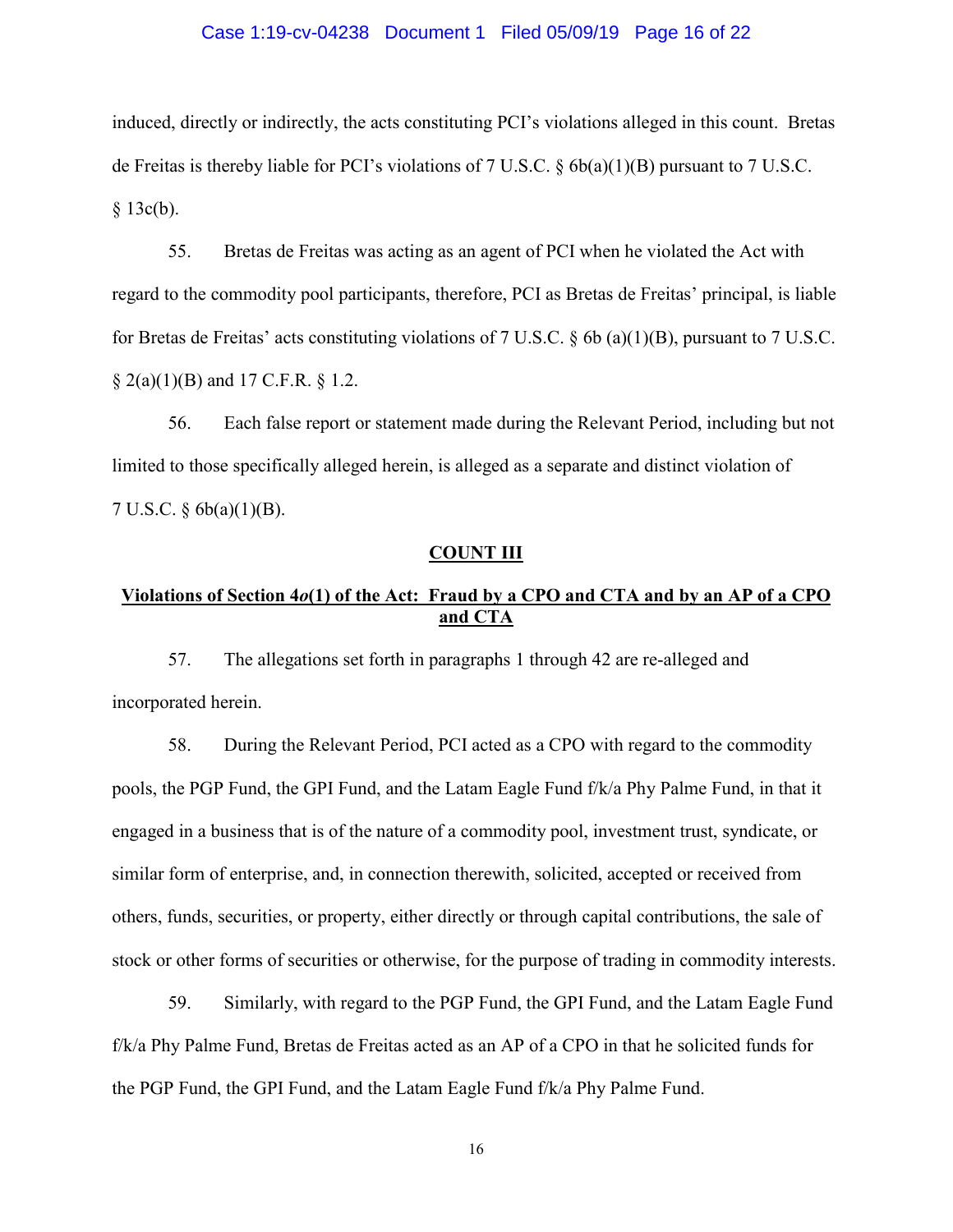induced, directly or indirectly, the acts constituting PCI's violations alleged in this count. Bretas de Freitas is thereby liable for PCI's violations of 7 U.S.C. § 6b(a)(1)(B) pursuant to 7 U.S.C. § 13c(b).

55. Bretas de Freitas was acting as an agent of PCI when he violated the Act with regard to the commodity pool participants, therefore, PCI as Bretas de Freitas' principal, is liable for Bretas de Freitas' acts constituting violations of 7 U.S.C. § 6b (a)(1)(B), pursuant to 7 U.S.C. § 2(a)(1)(B) and 17 C.F.R. § 1.2.

56. Each false report or statement made during the Relevant Period, including but not limited to those specifically alleged herein, is alleged as a separate and distinct violation of 7 U.S.C. § 6b(a)(1)(B).

## COUNT III

### Violations of Section 4*o*(1) of the Act: Fraud by a CPO and CTA and by an AP of a CPO and CTA

57. The allegations set forth in paragraphs 1 through 42 are re-alleged and incorporated herein.

58. During the Relevant Period, PCI acted as a CPO with regard to the commodity pools, the PGP Fund, the GPI Fund, and the Latam Eagle Fund f/k/a Phy Palme Fund, in that it engaged in a business that is of the nature of a commodity pool, investment trust, syndicate, or similar form of enterprise, and, in connection therewith, solicited, accepted or received from others, funds, securities, or property, either directly or through capital contributions, the sale of stock or other forms of securities or otherwise, for the purpose of trading in commodity interests.

59. Similarly, with regard to the PGP Fund, the GPI Fund, and the Latam Eagle Fund f/k/a Phy Palme Fund, Bretas de Freitas acted as an AP of a CPO in that he solicited funds for the PGP Fund, the GPI Fund, and the Latam Eagle Fund f/k/a Phy Palme Fund.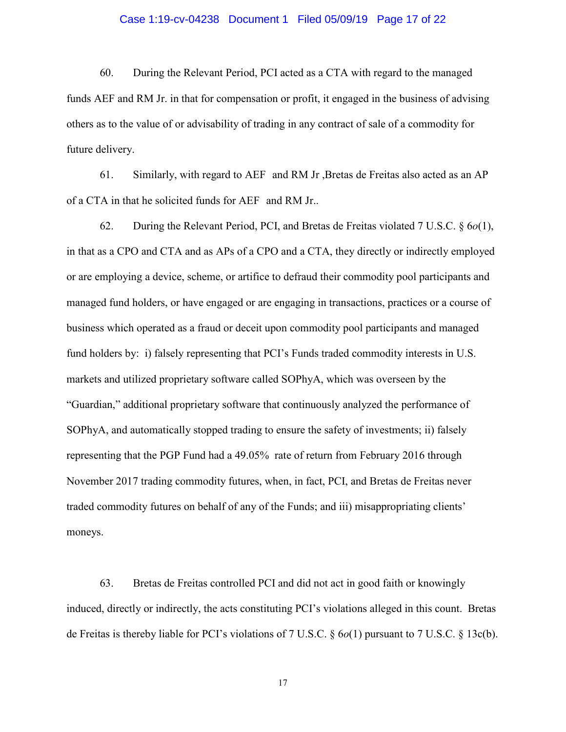60. During the Relevant Period, PCI acted as a CTA with regard to the managed funds AEF and RM Jr. in that for compensation or profit, it engaged in the business of advising others as to the value of or advisability of trading in any contract of sale of a commodity for future delivery.

61. Similarly, with regard to AEF and RM Jr ,Bretas de Freitas also acted as an AP of a CTA in that he solicited funds for AEF and RM Jr..

62. During the Relevant Period, PCI, and Bretas de Freitas violated 7 U.S.C. § 6*o*(1), in that as a CPO and CTA and as APs of a CPO and a CTA, they directly or indirectly employed or are employing a device, scheme, or artifice to defraud their commodity pool participants and managed fund holders, or have engaged or are engaging in transactions, practices or a course of business which operated as a fraud or deceit upon commodity pool participants and managed fund holders by: i) falsely representing that PCI's Funds traded commodity interests in U.S. markets and utilized proprietary software called SOPhyA, which was overseen by the "Guardian," additional proprietary software that continuously analyzed the performance of SOPhyA, and automatically stopped trading to ensure the safety of investments; ii) falsely representing that the PGP Fund had a 49.05% rate of return from February 2016 through November 2017 trading commodity futures, when, in fact, PCI, and Bretas de Freitas never traded commodity futures on behalf of any of the Funds; and iii) misappropriating clients' moneys.

63. Bretas de Freitas controlled PCI and did not act in good faith or knowingly induced, directly or indirectly, the acts constituting PCI's violations alleged in this count. Bretas de Freitas is thereby liable for PCI's violations of 7 U.S.C. § 6*o*(1) pursuant to 7 U.S.C. § 13c(b).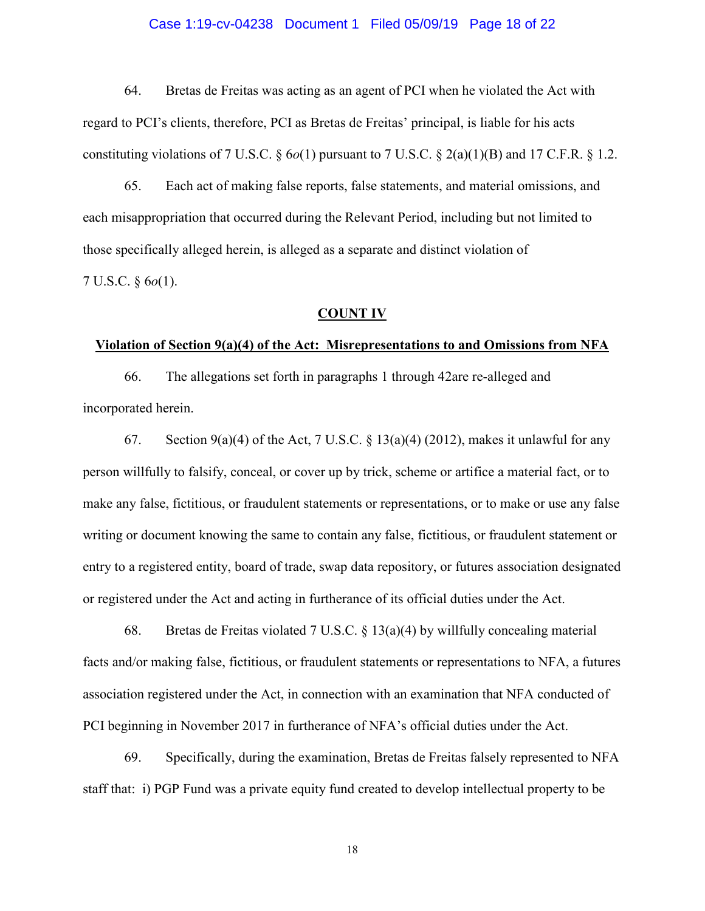64. Bretas de Freitas was acting as an agent of PCI when he violated the Act with regard to PCI's clients, therefore, PCI as Bretas de Freitas' principal, is liable for his acts constituting violations of 7 U.S.C. § 6*o*(1) pursuant to 7 U.S.C. § 2(a)(1)(B) and 17 C.F.R. § 1.2.

65. Each act of making false reports, false statements, and material omissions, and each misappropriation that occurred during the Relevant Period, including but not limited to those specifically alleged herein, is alleged as a separate and distinct violation of 7 U.S.C. § 6*o*(1).

## COUNT IV

### Violation of Section 9(a)(4) of the Act: Misrepresentations to and Omissions from NFA

66. The allegations set forth in paragraphs 1 through 42are re-alleged and incorporated herein.

67. Section 9(a)(4) of the Act, 7 U.S.C. § 13(a)(4) (2012), makes it unlawful for any person willfully to falsify, conceal, or cover up by trick, scheme or artifice a material fact, or to make any false, fictitious, or fraudulent statements or representations, or to make or use any false writing or document knowing the same to contain any false, fictitious, or fraudulent statement or entry to a registered entity, board of trade, swap data repository, or futures association designated or registered under the Act and acting in furtherance of its official duties under the Act.

68. Bretas de Freitas violated 7 U.S.C. § 13(a)(4) by willfully concealing material facts and/or making false, fictitious, or fraudulent statements or representations to NFA, a futures association registered under the Act, in connection with an examination that NFA conducted of PCI beginning in November 2017 in furtherance of NFA's official duties under the Act.

69. Specifically, during the examination, Bretas de Freitas falsely represented to NFA staff that: i) PGP Fund was a private equity fund created to develop intellectual property to be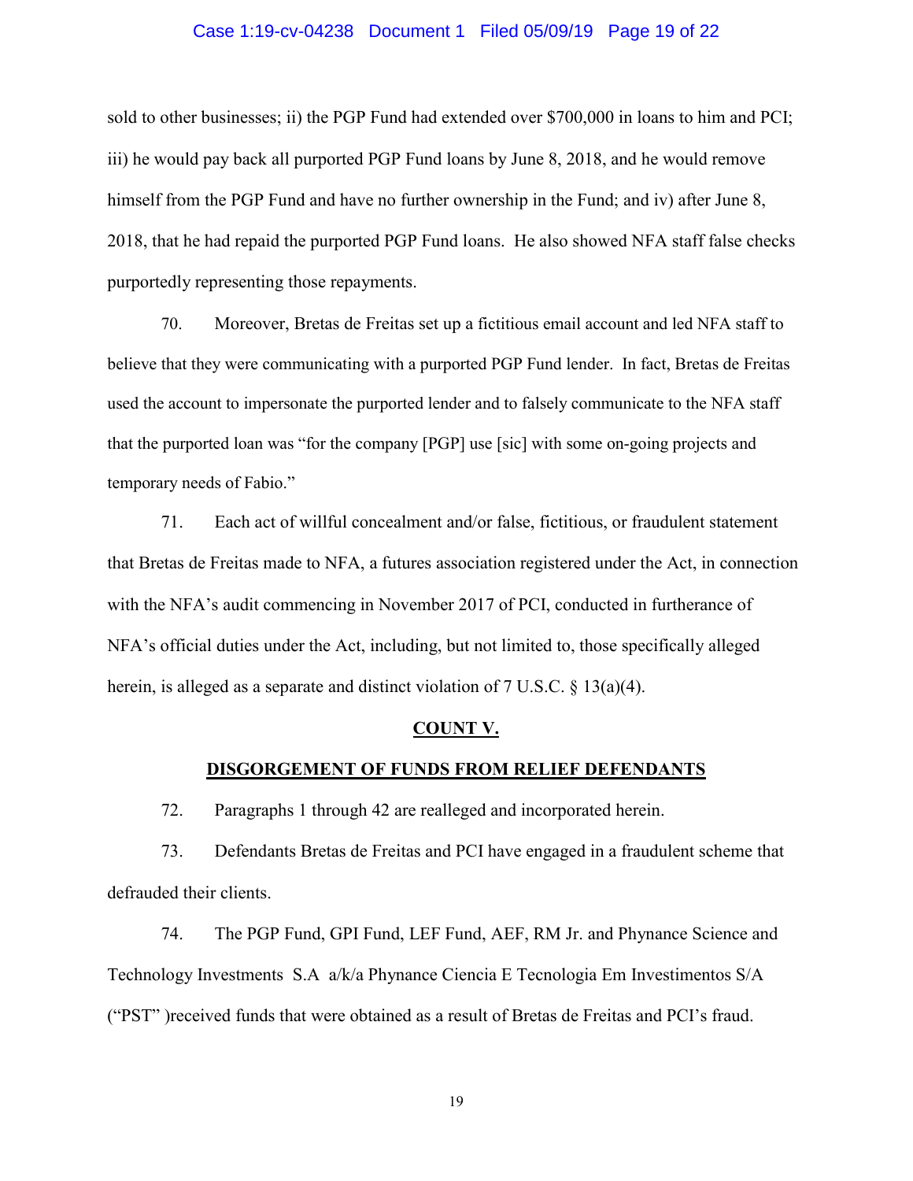sold to other businesses; ii) the PGP Fund had extended over $700,000 in loans to him and PCI; iii) he would pay back all purported PGP Fund loans by June 8, 2018, and he would remove himself from the PGP Fund and have no further ownership in the Fund; and iv) after June 8, 2018, that he had repaid the purported PGP Fund loans. He also showed NFA staff false checks purportedly representing those repayments.

70. Moreover, Bretas de Freitas set up a fictitious email account and led NFA staff to believe that they were communicating with a purported PGP Fund lender. In fact, Bretas de Freitas used the account to impersonate the purported lender and to falsely communicate to the NFA staff that the purported loan was "for the company [PGP] use [sic] with some on-going projects and temporary needs of Fabio."

71. Each act of willful concealment and/or false, fictitious, or fraudulent statement that Bretas de Freitas made to NFA, a futures association registered under the Act, in connection with the NFA's audit commencing in November 2017 of PCI, conducted in furtherance of NFA's official duties under the Act, including, but not limited to, those specifically alleged herein, is alleged as a separate and distinct violation of 7 U.S.C. § 13(a)(4).

**COUNT V.**

**DISGORGEMENT OF FUNDS FROM RELIEF DEFENDANTS**

72. Paragraphs 1 through 42 are realleged and incorporated herein.

73. Defendants Bretas de Freitas and PCI have engaged in a fraudulent scheme that defrauded their clients.

74. The PGP Fund, GPI Fund, LEF Fund, AEF, RM Jr. and Phynance Science and Technology Investments S.A a/k/a Phynance Ciencia E Tecnologia Em Investimentos S/A ("PST" )received funds that were obtained as a result of Bretas de Freitas and PCI's fraud.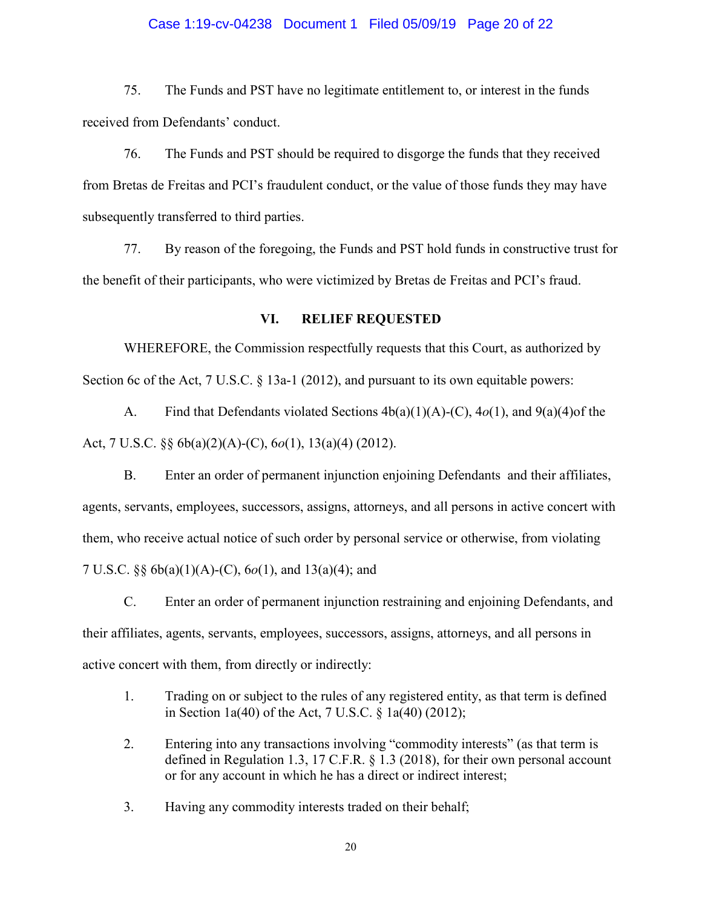75. The Funds and PST have no legitimate entitlement to, or interest in the funds received from Defendants' conduct.

76. The Funds and PST should be required to disgorge the funds that they received from Bretas de Freitas and PCI's fraudulent conduct, or the value of those funds they may have subsequently transferred to third parties.

77. By reason of the foregoing, the Funds and PST hold funds in constructive trust for the benefit of their participants, who were victimized by Bretas de Freitas and PCI's fraud.

## VI. RELIEF REQUESTED

WHEREFORE, the Commission respectfully requests that this Court, as authorized by Section 6c of the Act, 7 U.S.C. § 13a-1 (2012), and pursuant to its own equitable powers:

A. Find that Defendants violated Sections 4b(a)(1)(A)-(C), 4*o*(1), and 9(a)(4)of the Act, 7 U.S.C. §§ 6b(a)(2)(A)-(C), 6*o*(1), 13(a)(4) (2012).

B. Enter an order of permanent injunction enjoining Defendants and their affiliates, agents, servants, employees, successors, assigns, attorneys, and all persons in active concert with them, who receive actual notice of such order by personal service or otherwise, from violating 7 U.S.C. §§ 6b(a)(1)(A)-(C), 6*o*(1), and 13(a)(4); and

C. Enter an order of permanent injunction restraining and enjoining Defendants, and their affiliates, agents, servants, employees, successors, assigns, attorneys, and all persons in active concert with them, from directly or indirectly:

1. Trading on or subject to the rules of any registered entity, as that term is defined in Section 1a(40) of the Act, 7 U.S.C. § 1a(40) (2012);

2. Entering into any transactions involving "commodity interests" (as that term is defined in Regulation 1.3, 17 C.F.R. § 1.3 (2018), for their own personal account or for any account in which he has a direct or indirect interest;

3. Having any commodity interests traded on their behalf;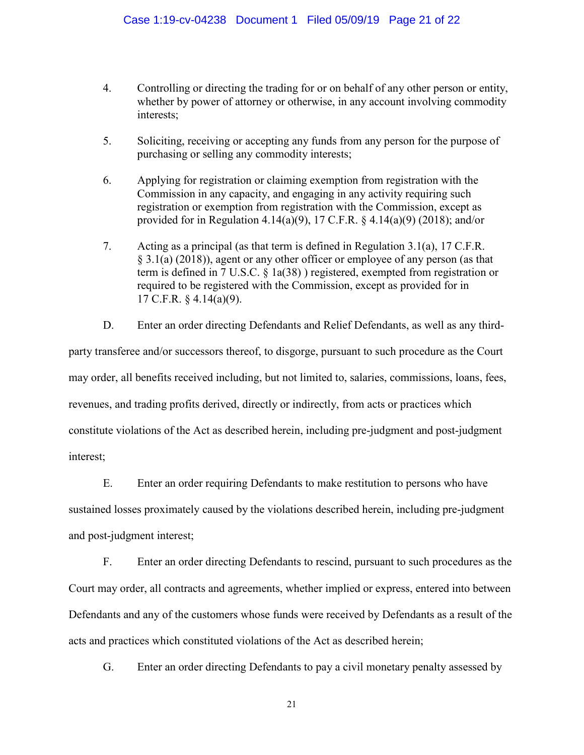4. Controlling or directing the trading for or on behalf of any other person or entity, whether by power of attorney or otherwise, in any account involving commodity interests;

5. Soliciting, receiving or accepting any funds from any person for the purpose of purchasing or selling any commodity interests;

6. Applying for registration or claiming exemption from registration with the Commission in any capacity, and engaging in any activity requiring such registration or exemption from registration with the Commission, except as provided for in Regulation 4.14(a)(9), 17 C.F.R. § 4.14(a)(9) (2018); and/or

7. Acting as a principal (as that term is defined in Regulation 3.1(a), 17 C.F.R. § 3.1(a) (2018)), agent or any other officer or employee of any person (as that term is defined in 7 U.S.C. § 1a(38) ) registered, exempted from registration or required to be registered with the Commission, except as provided for in 17 C.F.R. § 4.14(a)(9).

D. Enter an order directing Defendants and Relief Defendants, as well as any third-party transferee and/or successors thereof, to disgorge, pursuant to such procedure as the Court may order, all benefits received including, but not limited to, salaries, commissions, loans, fees, revenues, and trading profits derived, directly or indirectly, from acts or practices which constitute violations of the Act as described herein, including pre-judgment and post-judgment interest;

E. Enter an order requiring Defendants to make restitution to persons who have sustained losses proximately caused by the violations described herein, including pre-judgment and post-judgment interest;

F. Enter an order directing Defendants to rescind, pursuant to such procedures as the Court may order, all contracts and agreements, whether implied or express, entered into between Defendants and any of the customers whose funds were received by Defendants as a result of the acts and practices which constituted violations of the Act as described herein;

G. Enter an order directing Defendants to pay a civil monetary penalty assessed by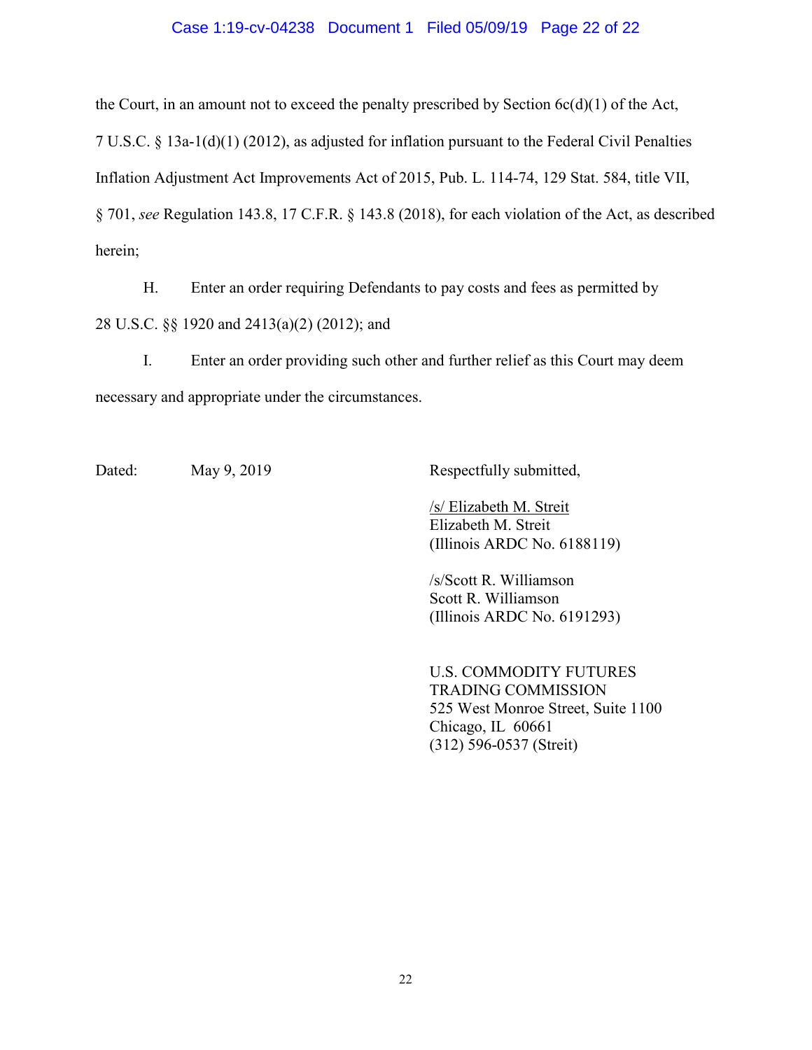the Court, in an amount not to exceed the penalty prescribed by Section 6c(d)(1) of the Act, 7 U.S.C. § 13a-1(d)(1) (2012), as adjusted for inflation pursuant to the Federal Civil Penalties Inflation Adjustment Act Improvements Act of 2015, Pub. L. 114-74, 129 Stat. 584, title VII, § 701, *see* Regulation 143.8, 17 C.F.R. § 143.8 (2018), for each violation of the Act, as described herein;

H. Enter an order requiring Defendants to pay costs and fees as permitted by 28 U.S.C. §§ 1920 and 2413(a)(2) (2012); and

I. Enter an order providing such other and further relief as this Court may deem necessary and appropriate under the circumstances.

Dated: May 9, 2019

Respectfully submitted,

/s/ Elizabeth M. Streit
Elizabeth M. Streit
(Illinois ARDC No. 6188119)

/s/Scott R. Williamson
Scott R. Williamson
(Illinois ARDC No. 6191293)

U.S. COMMODITY FUTURES
TRADING COMMISSION
525 West Monroe Street, Suite 1100
Chicago, IL 60661
(312) 596-0537 (Streit)